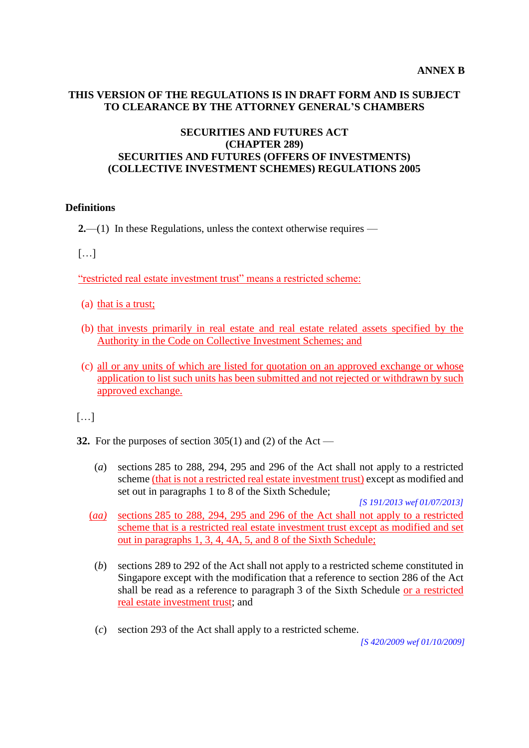**ANNEX B**

**THIS VERSION OF THE REGULATIONS IS IN DRAFT FORM AND IS SUBJECT TO CLEARANCE BY THE ATTORNEY GENERAL'S CHAMBERS**

**SECURITIES AND FUTURES ACT**
**(CHAPTER 289)**
**SECURITIES AND FUTURES (OFFERS OF INVESTMENTS) (COLLECTIVE INVESTMENT SCHEMES) REGULATIONS 2005**

**Definitions**

**2.**—(1) In these Regulations, unless the context otherwise requires —

[…]

"restricted real estate investment trust" means a restricted scheme:

(a) that is a trust;

(b) that invests primarily in real estate and real estate related assets specified by the Authority in the Code on Collective Investment Schemes; and

(c) all or any units of which are listed for quotation on an approved exchange or whose application to list such units has been submitted and not rejected or withdrawn by such approved exchange.

[…]

**32.** For the purposes of section 305(1) and (2) of the Act —

(*a*) sections 285 to 288, 294, 295 and 296 of the Act shall not apply to a restricted scheme (that is not a restricted real estate investment trust) except as modified and set out in paragraphs 1 to 8 of the Sixth Schedule;

*[S 191/2013 wef 01/07/2013]*

*(aa)* sections 285 to 288, 294, 295 and 296 of the Act shall not apply to a restricted scheme that is a restricted real estate investment trust except as modified and set out in paragraphs 1, 3, 4, 4A, 5, and 8 of the Sixth Schedule;

(*b*) sections 289 to 292 of the Act shall not apply to a restricted scheme constituted in Singapore except with the modification that a reference to section 286 of the Act shall be read as a reference to paragraph 3 of the Sixth Schedule or a restricted real estate investment trust; and

(*c*) section 293 of the Act shall apply to a restricted scheme.

*[S 420/2009 wef 01/10/2009]*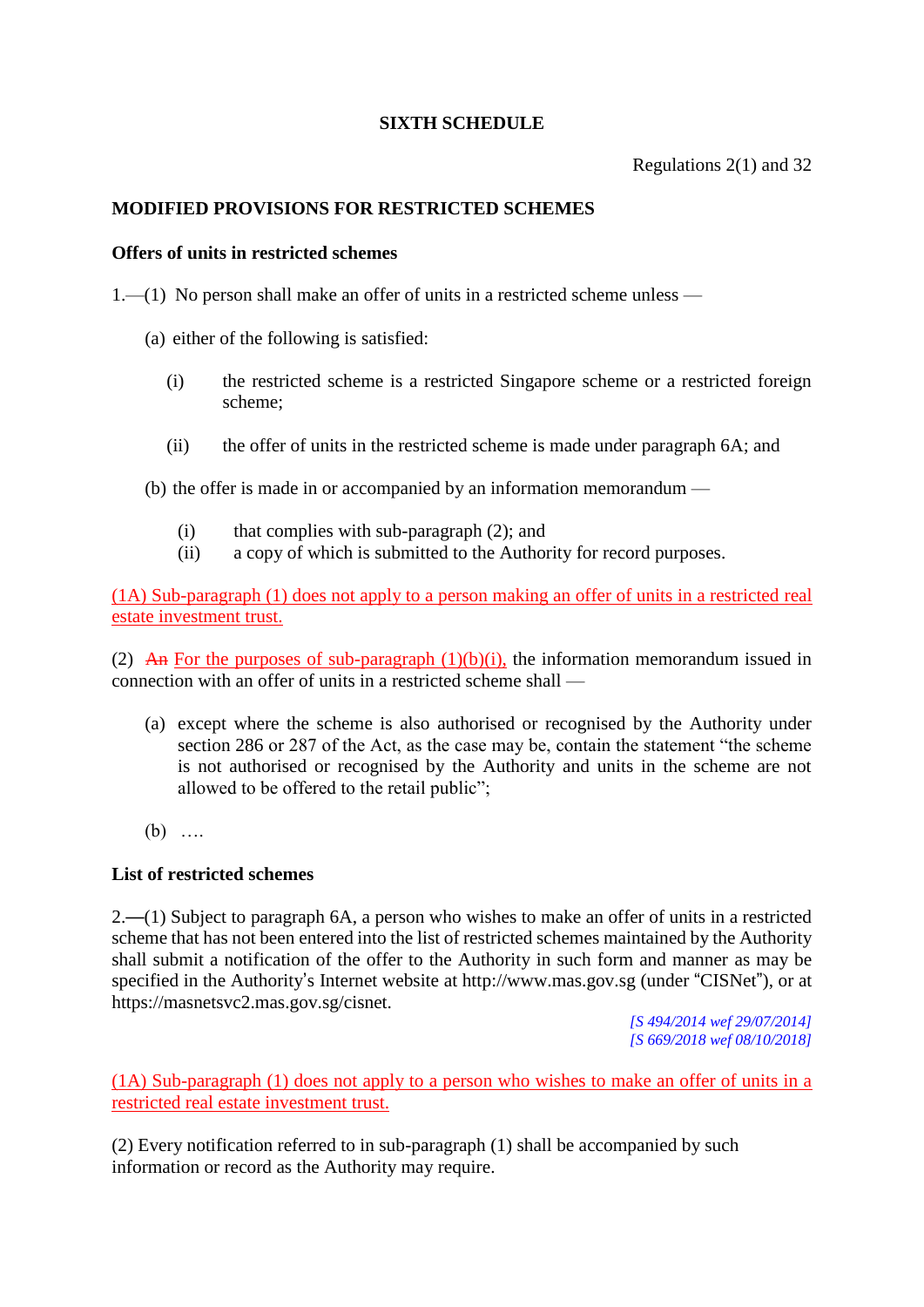**SIXTH SCHEDULE**

Regulations 2(1) and 32

**MODIFIED PROVISIONS FOR RESTRICTED SCHEMES**

**Offers of units in restricted schemes**

1.—(1) No person shall make an offer of units in a restricted scheme unless —

(a) either of the following is satisfied:

(i) the restricted scheme is a restricted Singapore scheme or a restricted foreign scheme;

(ii) the offer of units in the restricted scheme is made under paragraph 6A; and

(b) the offer is made in or accompanied by an information memorandum —

(i) that complies with sub-paragraph (2); and
(ii) a copy of which is submitted to the Authority for record purposes.

(1A) Sub-paragraph (1) does not apply to a person making an offer of units in a restricted real estate investment trust.

(2) ~~An~~ For the purposes of sub-paragraph (1)(b)(i), the information memorandum issued in connection with an offer of units in a restricted scheme shall —

(a) except where the scheme is also authorised or recognised by the Authority under section 286 or 287 of the Act, as the case may be, contain the statement "the scheme is not authorised or recognised by the Authority and units in the scheme are not allowed to be offered to the retail public";

(b) ….

**List of restricted schemes**

2.—(1) Subject to paragraph 6A, a person who wishes to make an offer of units in a restricted scheme that has not been entered into the list of restricted schemes maintained by the Authority shall submit a notification of the offer to the Authority in such form and manner as may be specified in the Authority's Internet website at http://www.mas.gov.sg (under "CISNet"), or at https://masnetsvc2.mas.gov.sg/cisnet.

*[S 494/2014 wef 29/07/2014]*
*[S 669/2018 wef 08/10/2018]*

(1A) Sub-paragraph (1) does not apply to a person who wishes to make an offer of units in a restricted real estate investment trust.

(2) Every notification referred to in sub-paragraph (1) shall be accompanied by such information or record as the Authority may require.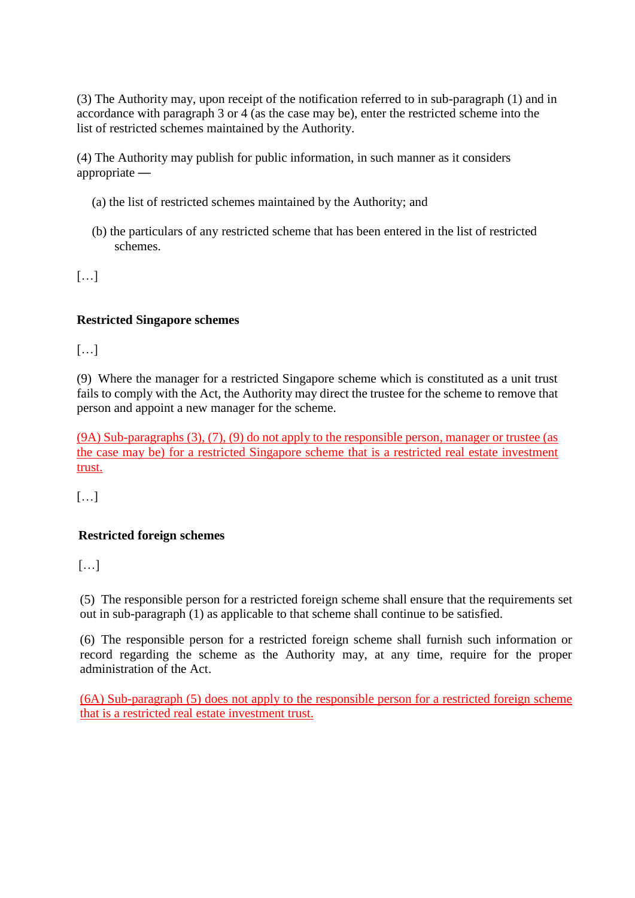(3) The Authority may, upon receipt of the notification referred to in sub-paragraph (1) and in accordance with paragraph 3 or 4 (as the case may be), enter the restricted scheme into the list of restricted schemes maintained by the Authority.

(4) The Authority may publish for public information, in such manner as it considers appropriate —

(a) the list of restricted schemes maintained by the Authority; and

(b) the particulars of any restricted scheme that has been entered in the list of restricted schemes.

[…]

**Restricted Singapore schemes**

[…]

(9) Where the manager for a restricted Singapore scheme which is constituted as a unit trust fails to comply with the Act, the Authority may direct the trustee for the scheme to remove that person and appoint a new manager for the scheme.

(9A) Sub-paragraphs (3), (7), (9) do not apply to the responsible person, manager or trustee (as the case may be) for a restricted Singapore scheme that is a restricted real estate investment trust.

[…]

**Restricted foreign schemes**

[…]

(5) The responsible person for a restricted foreign scheme shall ensure that the requirements set out in sub-paragraph (1) as applicable to that scheme shall continue to be satisfied.

(6) The responsible person for a restricted foreign scheme shall furnish such information or record regarding the scheme as the Authority may, at any time, require for the proper administration of the Act.

(6A) Sub-paragraph (5) does not apply to the responsible person for a restricted foreign scheme that is a restricted real estate investment trust.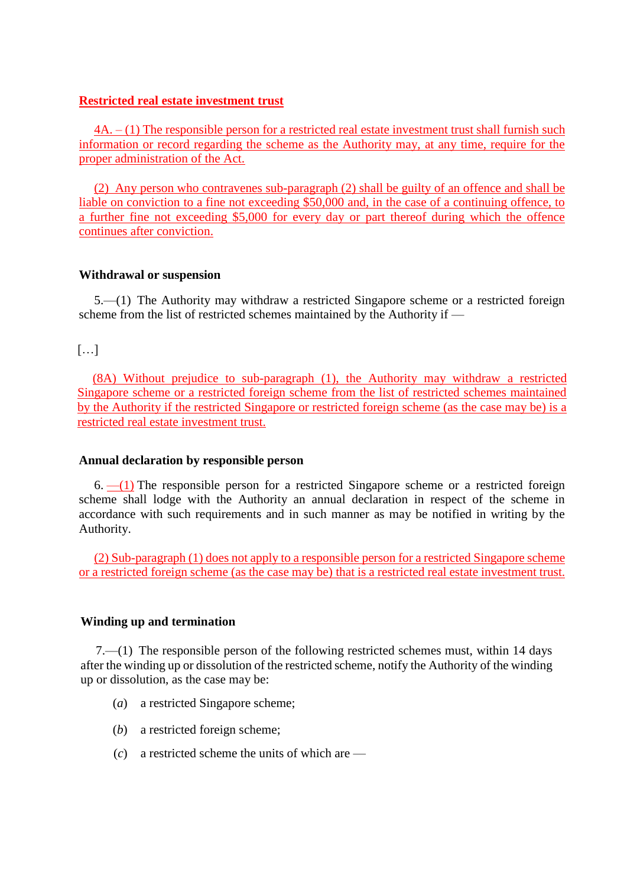**Restricted real estate investment trust**

4A. – (1) The responsible person for a restricted real estate investment trust shall furnish such information or record regarding the scheme as the Authority may, at any time, require for the proper administration of the Act.

(2) Any person who contravenes sub-paragraph (2) shall be guilty of an offence and shall be liable on conviction to a fine not exceeding $50,000 and, in the case of a continuing offence, to a further fine not exceeding $5,000 for every day or part thereof during which the offence continues after conviction.

**Withdrawal or suspension**

5.—(1) The Authority may withdraw a restricted Singapore scheme or a restricted foreign scheme from the list of restricted schemes maintained by the Authority if —

[…]

(8A) Without prejudice to sub-paragraph (1), the Authority may withdraw a restricted Singapore scheme or a restricted foreign scheme from the list of restricted schemes maintained by the Authority if the restricted Singapore or restricted foreign scheme (as the case may be) is a restricted real estate investment trust.

**Annual declaration by responsible person**

6. —(1) The responsible person for a restricted Singapore scheme or a restricted foreign scheme shall lodge with the Authority an annual declaration in respect of the scheme in accordance with such requirements and in such manner as may be notified in writing by the Authority.

(2) Sub-paragraph (1) does not apply to a responsible person for a restricted Singapore scheme or a restricted foreign scheme (as the case may be) that is a restricted real estate investment trust.

**Winding up and termination**

7.—(1) The responsible person of the following restricted schemes must, within 14 days after the winding up or dissolution of the restricted scheme, notify the Authority of the winding up or dissolution, as the case may be:

(*a*) a restricted Singapore scheme;

(*b*) a restricted foreign scheme;

(*c*) a restricted scheme the units of which are —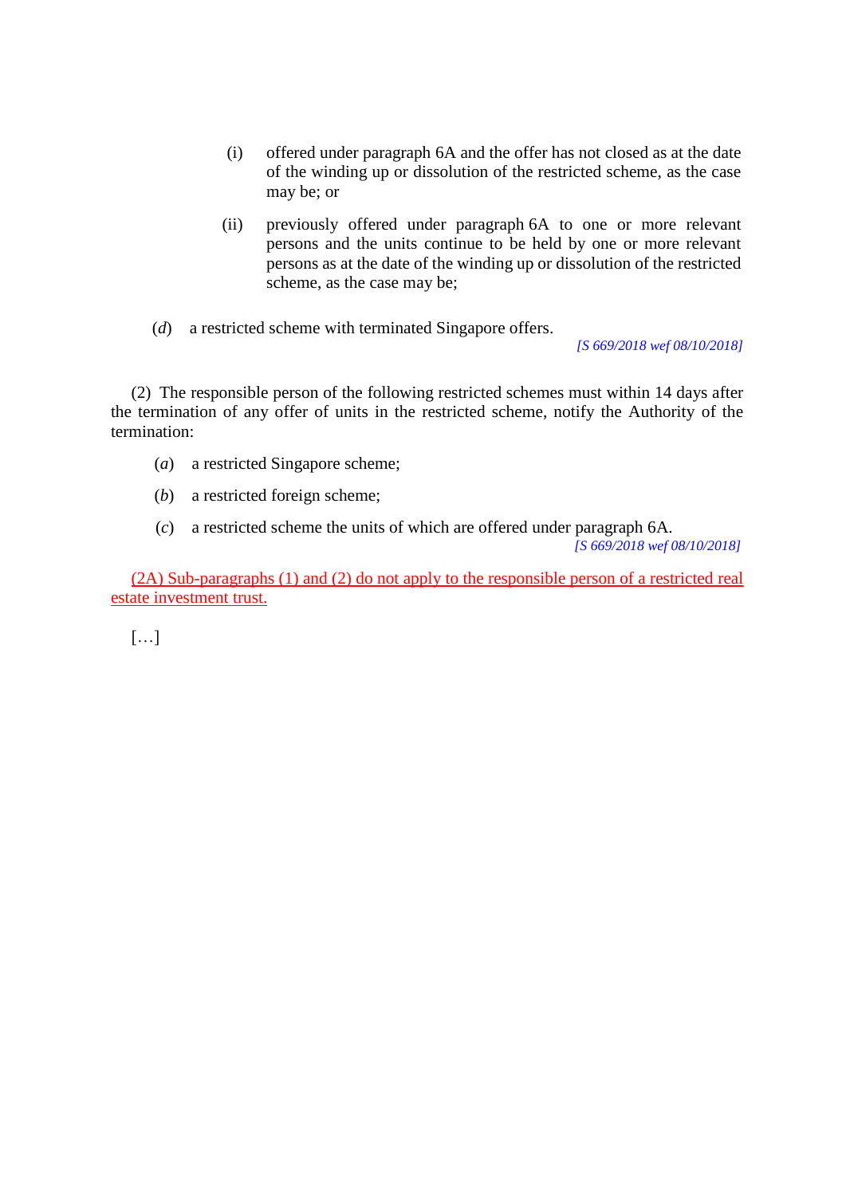(i) offered under paragraph 6A and the offer has not closed as at the date of the winding up or dissolution of the restricted scheme, as the case may be; or

(ii) previously offered under paragraph 6A to one or more relevant persons and the units continue to be held by one or more relevant persons as at the date of the winding up or dissolution of the restricted scheme, as the case may be;

(*d*) a restricted scheme with terminated Singapore offers.

*[S 669/2018 wef 08/10/2018]*

(2) The responsible person of the following restricted schemes must within 14 days after the termination of any offer of units in the restricted scheme, notify the Authority of the termination:

(*a*) a restricted Singapore scheme;

(*b*) a restricted foreign scheme;

(*c*) a restricted scheme the units of which are offered under paragraph 6A.

*[S 669/2018 wef 08/10/2018]*

(2A) Sub-paragraphs (1) and (2) do not apply to the responsible person of a restricted real estate investment trust.

[…]